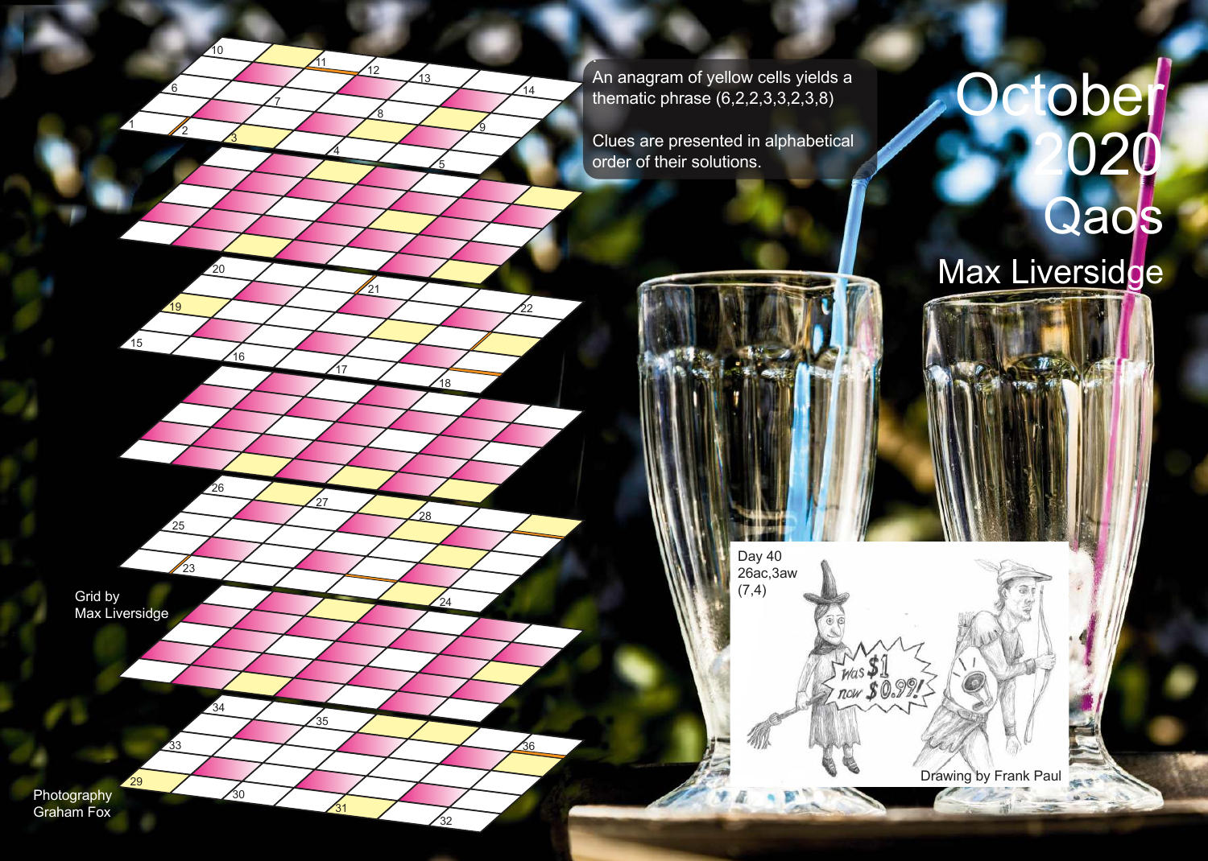# October 2020

## Qaos

## Max Liversidge

An anagram of yellow cells yields a thematic phrase (6,2,2,3,3,2,3,8)

Clues are presented in alphabetical order of their solutions.

Grid by Max Liversidge

Photography Graham Fox

Day 40
26ac,3aw
(7,4)

Drawing by Frank Paul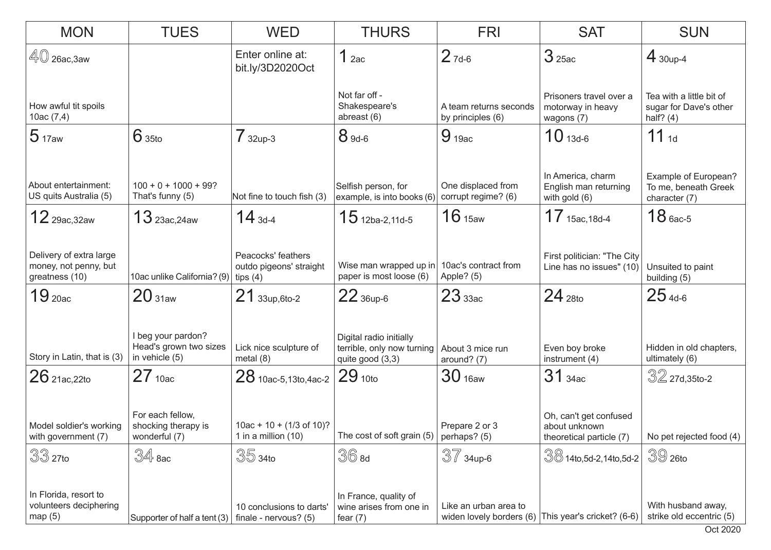| MON | TUES | WED | THURS | FRI | SAT | SUN |
| --- | --- | --- | --- | --- | --- | --- |
| 40 26ac,3aw<br><br>How awful tit spoils 10ac (7,4) | | Enter online at: bit.ly/3D2020Oct | 1 2ac<br><br>Not far off - Shakespeare's abreast (6) | 2 7d-6<br><br>A team returns seconds by principles (6) | 3 25ac<br><br>Prisoners travel over a motorway in heavy wagons (7) | 4 30up-4<br><br>Tea with a little bit of sugar for Dave's other half? (4) |
| 5 17aw<br><br>About entertainment: US quits Australia (5) | 6 35to<br><br>100 + 0 + 1000 + 99? That's funny (5) | 7 32up-3<br><br>Not fine to touch fish (3) | 8 9d-6<br><br>Selfish person, for example, is into books (6) | 9 19ac<br><br>One displaced from corrupt regime? (6) | 10 13d-6<br><br>In America, charm English man returning with gold (6) | 11 1d<br><br>Example of European? To me, beneath Greek character (7) |
| 12 29ac,32aw<br><br>Delivery of extra large money, not penny, but greatness (10) | 13 23ac,24aw<br><br>10ac unlike California? (9) | 14 3d-4<br><br>Peacocks' feathers outdo pigeons' straight tips (4) | 15 12ba-2,11d-5<br><br>Wise man wrapped up in paper is most loose (6) | 16 15aw<br><br>10ac's contract from Apple? (5) | 17 15ac,18d-4<br><br>First politician: "The City Line has no issues" (10) | 18 6ac-5<br><br>Unsuited to paint building (5) |
| 19 20ac<br><br>Story in Latin, that is (3) | 20 31aw<br><br>I beg your pardon? Head's grown two sizes in vehicle (5) | 21 33up,6to-2<br><br>Lick nice sculpture of metal (8) | 22 36up-6<br><br>Digital radio initially terrible, only now turning quite good (3,3) | 23 33ac<br><br>About 3 mice run around? (7) | 24 28to<br><br>Even boy broke instrument (4) | 25 4d-6<br><br>Hidden in old chapters, ultimately (6) |
| 26 21ac,22to<br><br>Model soldier's working with government (7) | 27 10ac<br><br>For each fellow, shocking therapy is wonderful (7) | 28 10ac-5,13to,4ac-2<br><br>10ac + 10 + (1/3 of 10)? 1 in a million (10) | 29 10to<br><br>The cost of soft grain (5) | 30 16aw<br><br>Prepare 2 or 3 perhaps? (5) | 31 34ac<br><br>Oh, can't get confused about unknown theoretical particle (7) | 32 27d,35to-2<br><br>No pet rejected food (4) |
| 33 27to<br><br>In Florida, resort to volunteers deciphering map (5) | 34 8ac<br><br>Supporter of half a tent (3) | 35 34to<br><br>10 conclusions to darts' finale - nervous? (5) | 36 8d<br><br>In France, quality of wine arises from one in fear (7) | 37 34up-6<br><br>Like an urban area to widen lovely borders (6) | 38 14to,5d-2,14to,5d-2<br><br>This year's cricket? (6-6) | 39 26to<br><br>With husband away, strike old eccentric (5) |

Oct 2020